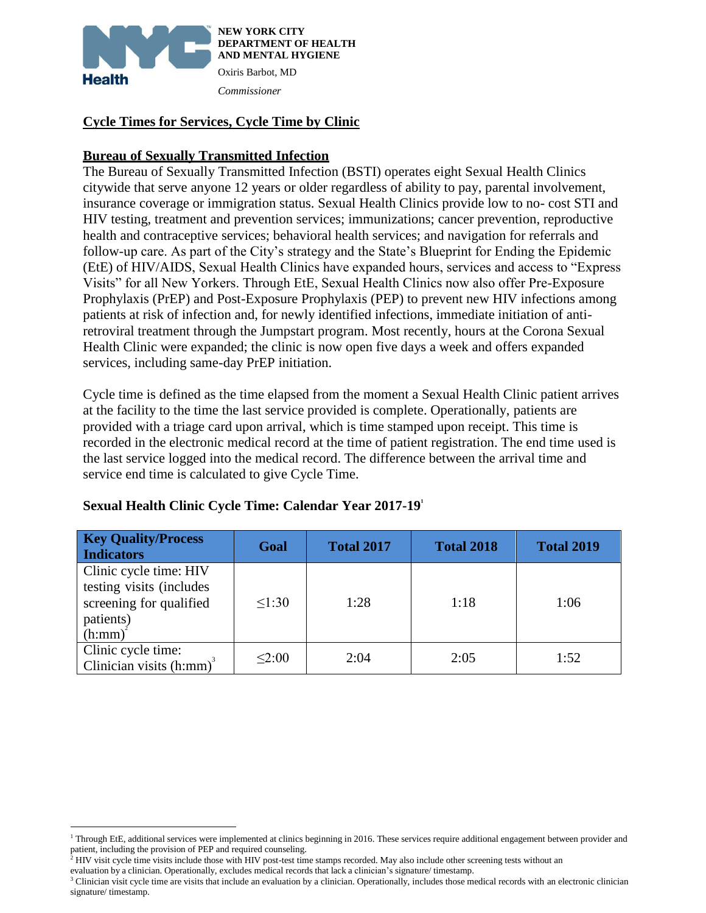NEW YORK CITY DEPARTMENT OF HEALTH AND MENTAL HYGIENE

Oxiris Barbot, MD

*Commissioner*

## Cycle Times for Services, Cycle Time by Clinic

### Bureau of Sexually Transmitted Infection

The Bureau of Sexually Transmitted Infection (BSTI) operates eight Sexual Health Clinics citywide that serve anyone 12 years or older regardless of ability to pay, parental involvement, insurance coverage or immigration status. Sexual Health Clinics provide low to no- cost STI and HIV testing, treatment and prevention services; immunizations; cancer prevention, reproductive health and contraceptive services; behavioral health services; and navigation for referrals and follow-up care. As part of the City's strategy and the State's Blueprint for Ending the Epidemic (EtE) of HIV/AIDS, Sexual Health Clinics have expanded hours, services and access to "Express Visits" for all New Yorkers. Through EtE, Sexual Health Clinics now also offer Pre-Exposure Prophylaxis (PrEP) and Post-Exposure Prophylaxis (PEP) to prevent new HIV infections among patients at risk of infection and, for newly identified infections, immediate initiation of anti-retroviral treatment through the Jumpstart program. Most recently, hours at the Corona Sexual Health Clinic were expanded; the clinic is now open five days a week and offers expanded services, including same-day PrEP initiation.

Cycle time is defined as the time elapsed from the moment a Sexual Health Clinic patient arrives at the facility to the time the last service provided is complete. Operationally, patients are provided with a triage card upon arrival, which is time stamped upon receipt. This time is recorded in the electronic medical record at the time of patient registration. The end time used is the last service logged into the medical record. The difference between the arrival time and service end time is calculated to give Cycle Time.

**Sexual Health Clinic Cycle Time: Calendar Year 2017-19**[1]

| Key Quality/Process Indicators | Goal | Total 2017 | Total 2018 | Total 2019 |
|---|---|---|---|---|
| Clinic cycle time: HIV testing visits (includes screening for qualified patients)[2] (h:mm) | ≤1:30 | 1:28 | 1:18 | 1:06 |
| Clinic cycle time: Clinician visits (h:mm)[3] | ≤2:00 | 2:04 | 2:05 | 1:52 |

[1] Through EtE, additional services were implemented at clinics beginning in 2016. These services require additional engagement between provider and patient, including the provision of PEP and required counseling.

[2] HIV visit cycle time visits include those with HIV post-test time stamps recorded. May also include other screening tests without an evaluation by a clinician. Operationally, excludes medical records that lack a clinician's signature/ timestamp.

[3] Clinician visit cycle time are visits that include an evaluation by a clinician. Operationally, includes those medical records with an electronic clinician signature/ timestamp.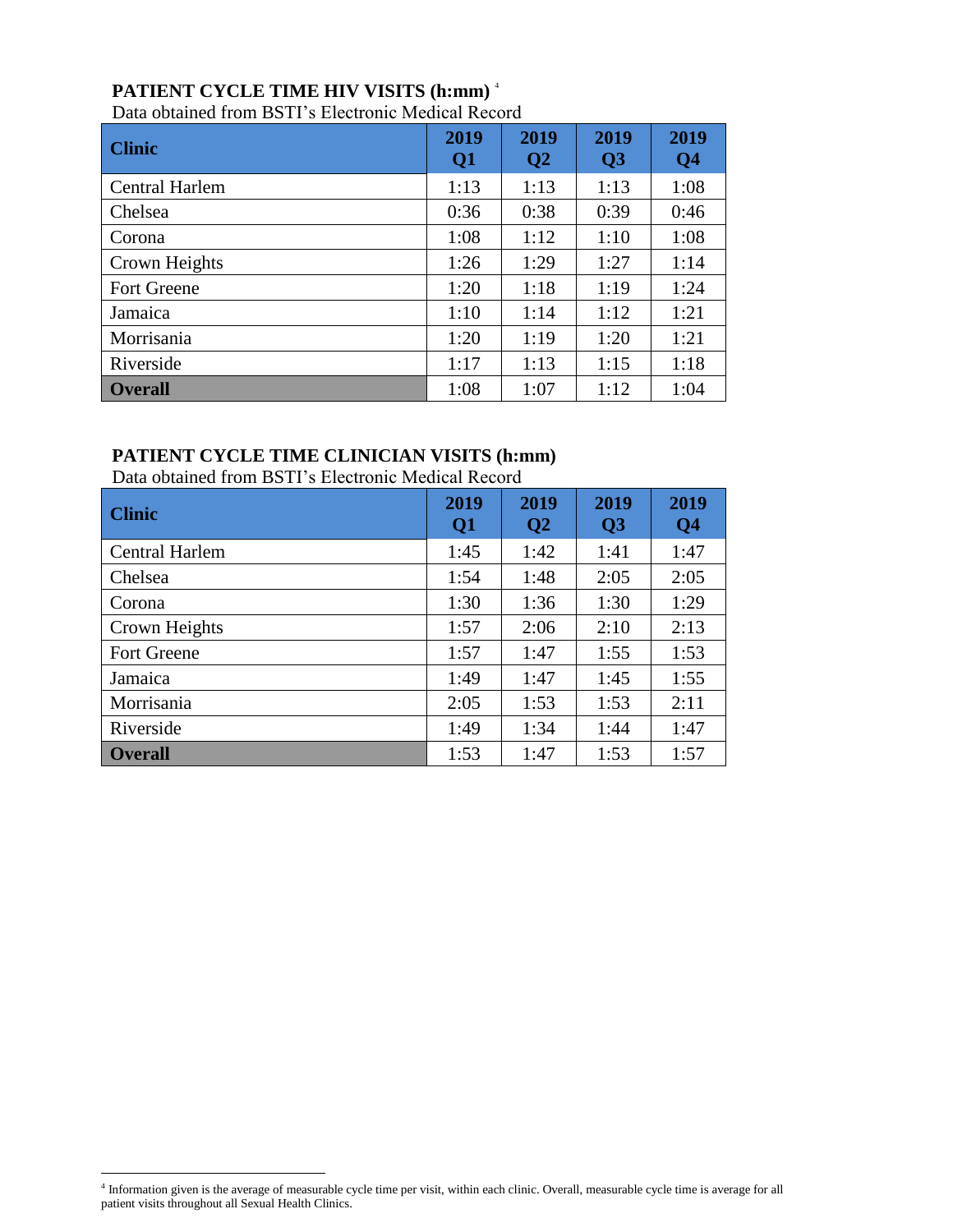### PATIENT CYCLE TIME HIV VISITS (h:mm) [4]

Data obtained from BSTI's Electronic Medical Record

| Clinic | 2019 Q1 | 2019 Q2 | 2019 Q3 | 2019 Q4 |
|---|---|---|---|---|
| Central Harlem | 1:13 | 1:13 | 1:13 | 1:08 |
| Chelsea | 0:36 | 0:38 | 0:39 | 0:46 |
| Corona | 1:08 | 1:12 | 1:10 | 1:08 |
| Crown Heights | 1:26 | 1:29 | 1:27 | 1:14 |
| Fort Greene | 1:20 | 1:18 | 1:19 | 1:24 |
| Jamaica | 1:10 | 1:14 | 1:12 | 1:21 |
| Morrisania | 1:20 | 1:19 | 1:20 | 1:21 |
| Riverside | 1:17 | 1:13 | 1:15 | 1:18 |
| **Overall** | 1:08 | 1:07 | 1:12 | 1:04 |

### PATIENT CYCLE TIME CLINICIAN VISITS (h:mm)

Data obtained from BSTI's Electronic Medical Record

| Clinic | 2019 Q1 | 2019 Q2 | 2019 Q3 | 2019 Q4 |
|---|---|---|---|---|
| Central Harlem | 1:45 | 1:42 | 1:41 | 1:47 |
| Chelsea | 1:54 | 1:48 | 2:05 | 2:05 |
| Corona | 1:30 | 1:36 | 1:30 | 1:29 |
| Crown Heights | 1:57 | 2:06 | 2:10 | 2:13 |
| Fort Greene | 1:57 | 1:47 | 1:55 | 1:53 |
| Jamaica | 1:49 | 1:47 | 1:45 | 1:55 |
| Morrisania | 2:05 | 1:53 | 1:53 | 2:11 |
| Riverside | 1:49 | 1:34 | 1:44 | 1:47 |
| **Overall** | 1:53 | 1:47 | 1:53 | 1:57 |

[4] Information given is the average of measurable cycle time per visit, within each clinic. Overall, measurable cycle time is average for all patient visits throughout all Sexual Health Clinics.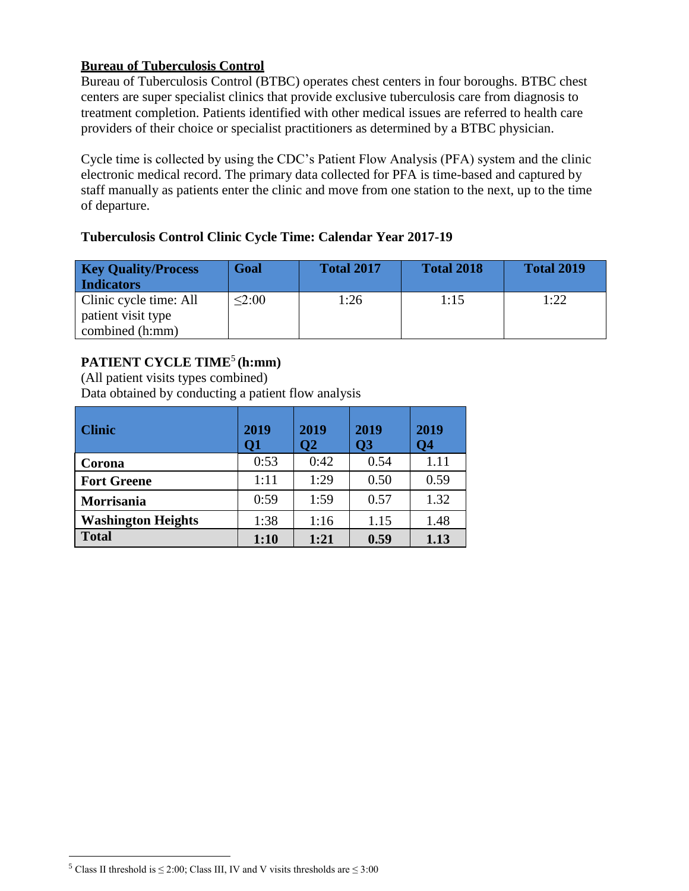## Bureau of Tuberculosis Control

Bureau of Tuberculosis Control (BTBC) operates chest centers in four boroughs. BTBC chest centers are super specialist clinics that provide exclusive tuberculosis care from diagnosis to treatment completion. Patients identified with other medical issues are referred to health care providers of their choice or specialist practitioners as determined by a BTBC physician.

Cycle time is collected by using the CDC's Patient Flow Analysis (PFA) system and the clinic electronic medical record. The primary data collected for PFA is time-based and captured by staff manually as patients enter the clinic and move from one station to the next, up to the time of departure.

### Tuberculosis Control Clinic Cycle Time: Calendar Year 2017-19

| Key Quality/Process Indicators | Goal | Total 2017 | Total 2018 | Total 2019 |
|---|---|---|---|---|
| Clinic cycle time: All patient visit type combined (h:mm) | ≤2:00 | 1:26 | 1:15 | 1:22 |

### PATIENT CYCLE TIME[5] (h:mm)

(All patient visits types combined)

Data obtained by conducting a patient flow analysis

| Clinic | 2019 Q1 | 2019 Q2 | 2019 Q3 | 2019 Q4 |
|---|---|---|---|---|
| **Corona** | 0:53 | 0:42 | 0.54 | 1.11 |
| **Fort Greene** | 1:11 | 1:29 | 0.50 | 0.59 |
| **Morrisania** | 0:59 | 1:59 | 0.57 | 1.32 |
| **Washington Heights** | 1:38 | 1:16 | 1.15 | 1.48 |
| **Total** | **1:10** | **1:21** | **0.59** | **1.13** |

[5] Class II threshold is ≤ 2:00; Class III, IV and V visits thresholds are ≤ 3:00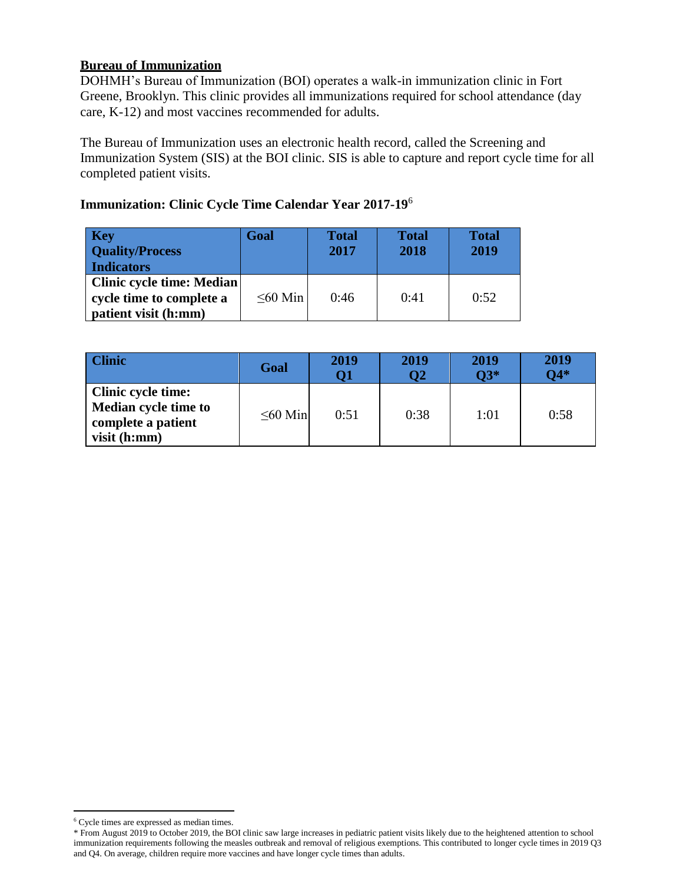**Bureau of Immunization**

DOHMH's Bureau of Immunization (BOI) operates a walk-in immunization clinic in Fort Greene, Brooklyn. This clinic provides all immunizations required for school attendance (day care, K-12) and most vaccines recommended for adults.

The Bureau of Immunization uses an electronic health record, called the Screening and Immunization System (SIS) at the BOI clinic. SIS is able to capture and report cycle time for all completed patient visits.

**Immunization: Clinic Cycle Time Calendar Year 2017-19**[6]

| Key Quality/Process Indicators | Goal | Total 2017 | Total 2018 | Total 2019 |
|---|---|---|---|---|
| **Clinic cycle time: Median cycle time to complete a patient visit (h:mm)** | ≤60 Min | 0:46 | 0:41 | 0:52 |

| Clinic | Goal | 2019 Q1 | 2019 Q2 | 2019 Q3* | 2019 Q4* |
|---|---|---|---|---|---|
| **Clinic cycle time: Median cycle time to complete a patient visit (h:mm)** | ≤60 Min | 0:51 | 0:38 | 1:01 | 0:58 |

[6] Cycle times are expressed as median times.

* From August 2019 to October 2019, the BOI clinic saw large increases in pediatric patient visits likely due to the heightened attention to school immunization requirements following the measles outbreak and removal of religious exemptions. This contributed to longer cycle times in 2019 Q3 and Q4. On average, children require more vaccines and have longer cycle times than adults.